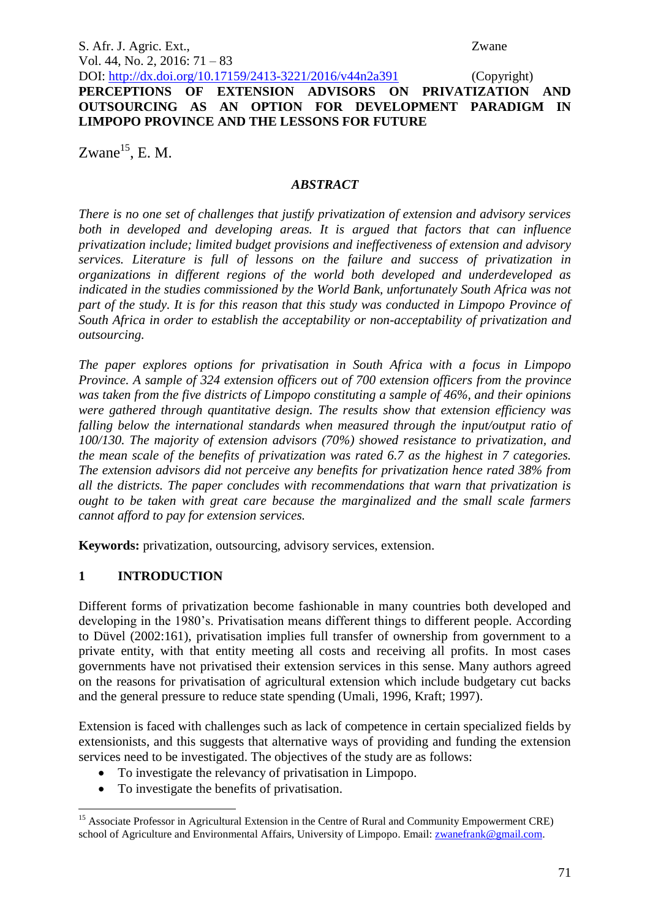DOI: http://dx.doi.org/10.17159/2413-3221/2016/v44n2a391 (Copyright)

# PERCEPTIONS OF EXTENSION ADVISORS ON PRIVATIZATION AND OUTSOURCING AS AN OPTION FOR DEVELOPMENT PARADIGM IN LIMPOPO PROVINCE AND THE LESSONS FOR FUTURE

Zwane[15], E. M.

### *ABSTRACT*

*There is no one set of challenges that justify privatization of extension and advisory services both in developed and developing areas. It is argued that factors that can influence privatization include; limited budget provisions and ineffectiveness of extension and advisory services. Literature is full of lessons on the failure and success of privatization in organizations in different regions of the world both developed and underdeveloped as indicated in the studies commissioned by the World Bank, unfortunately South Africa was not part of the study. It is for this reason that this study was conducted in Limpopo Province of South Africa in order to establish the acceptability or non-acceptability of privatization and outsourcing.*

*The paper explores options for privatisation in South Africa with a focus in Limpopo Province. A sample of 324 extension officers out of 700 extension officers from the province was taken from the five districts of Limpopo constituting a sample of 46%, and their opinions were gathered through quantitative design. The results show that extension efficiency was falling below the international standards when measured through the input/output ratio of 100/130. The majority of extension advisors (70%) showed resistance to privatization, and the mean scale of the benefits of privatization was rated 6.7 as the highest in 7 categories. The extension advisors did not perceive any benefits for privatization hence rated 38% from all the districts. The paper concludes with recommendations that warn that privatization is ought to be taken with great care because the marginalized and the small scale farmers cannot afford to pay for extension services.*

**Keywords:** privatization, outsourcing, advisory services, extension.

## 1 INTRODUCTION

Different forms of privatization become fashionable in many countries both developed and developing in the 1980's. Privatisation means different things to different people. According to Düvel (2002:161), privatisation implies full transfer of ownership from government to a private entity, with that entity meeting all costs and receiving all profits. In most cases governments have not privatised their extension services in this sense. Many authors agreed on the reasons for privatisation of agricultural extension which include budgetary cut backs and the general pressure to reduce state spending (Umali, 1996, Kraft; 1997).

Extension is faced with challenges such as lack of competence in certain specialized fields by extensionists, and this suggests that alternative ways of providing and funding the extension services need to be investigated. The objectives of the study are as follows:

- To investigate the relevancy of privatisation in Limpopo.
- To investigate the benefits of privatisation.

[15] Associate Professor in Agricultural Extension in the Centre of Rural and Community Empowerment CRE) school of Agriculture and Environmental Affairs, University of Limpopo. Email: zwanefrank@gmail.com.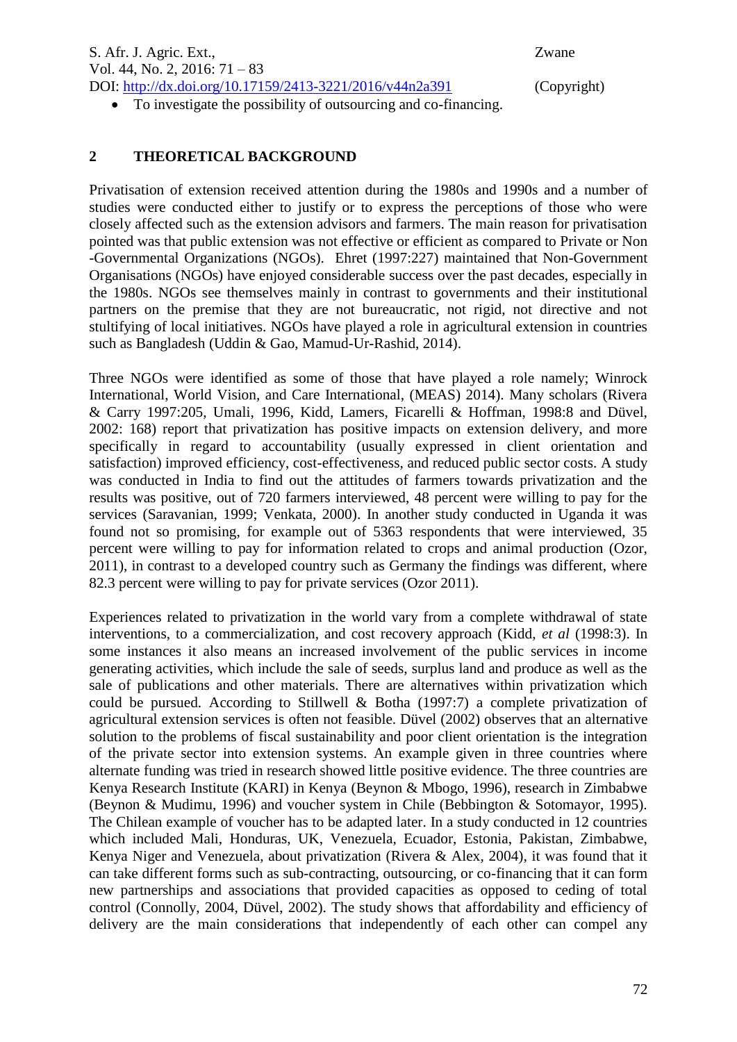- To investigate the possibility of outsourcing and co-financing.

## 2 THEORETICAL BACKGROUND

Privatisation of extension received attention during the 1980s and 1990s and a number of studies were conducted either to justify or to express the perceptions of those who were closely affected such as the extension advisors and farmers. The main reason for privatisation pointed was that public extension was not effective or efficient as compared to Private or Non -Governmental Organizations (NGOs). Ehret (1997:227) maintained that Non-Government Organisations (NGOs) have enjoyed considerable success over the past decades, especially in the 1980s. NGOs see themselves mainly in contrast to governments and their institutional partners on the premise that they are not bureaucratic, not rigid, not directive and not stultifying of local initiatives. NGOs have played a role in agricultural extension in countries such as Bangladesh (Uddin & Gao, Mamud-Ur-Rashid, 2014).

Three NGOs were identified as some of those that have played a role namely; Winrock International, World Vision, and Care International, (MEAS) 2014). Many scholars (Rivera & Carry 1997:205, Umali, 1996, Kidd, Lamers, Ficarelli & Hoffman, 1998:8 and Düvel, 2002: 168) report that privatization has positive impacts on extension delivery, and more specifically in regard to accountability (usually expressed in client orientation and satisfaction) improved efficiency, cost-effectiveness, and reduced public sector costs. A study was conducted in India to find out the attitudes of farmers towards privatization and the results was positive, out of 720 farmers interviewed, 48 percent were willing to pay for the services (Saravanian, 1999; Venkata, 2000). In another study conducted in Uganda it was found not so promising, for example out of 5363 respondents that were interviewed, 35 percent were willing to pay for information related to crops and animal production (Ozor, 2011), in contrast to a developed country such as Germany the findings was different, where 82.3 percent were willing to pay for private services (Ozor 2011).

Experiences related to privatization in the world vary from a complete withdrawal of state interventions, to a commercialization, and cost recovery approach (Kidd, *et al* (1998:3). In some instances it also means an increased involvement of the public services in income generating activities, which include the sale of seeds, surplus land and produce as well as the sale of publications and other materials. There are alternatives within privatization which could be pursued. According to Stillwell & Botha (1997:7) a complete privatization of agricultural extension services is often not feasible. Düvel (2002) observes that an alternative solution to the problems of fiscal sustainability and poor client orientation is the integration of the private sector into extension systems. An example given in three countries where alternate funding was tried in research showed little positive evidence. The three countries are Kenya Research Institute (KARI) in Kenya (Beynon & Mbogo, 1996), research in Zimbabwe (Beynon & Mudimu, 1996) and voucher system in Chile (Bebbington & Sotomayor, 1995). The Chilean example of voucher has to be adapted later. In a study conducted in 12 countries which included Mali, Honduras, UK, Venezuela, Ecuador, Estonia, Pakistan, Zimbabwe, Kenya Niger and Venezuela, about privatization (Rivera & Alex, 2004), it was found that it can take different forms such as sub-contracting, outsourcing, or co-financing that it can form new partnerships and associations that provided capacities as opposed to ceding of total control (Connolly, 2004, Düvel, 2002). The study shows that affordability and efficiency of delivery are the main considerations that independently of each other can compel any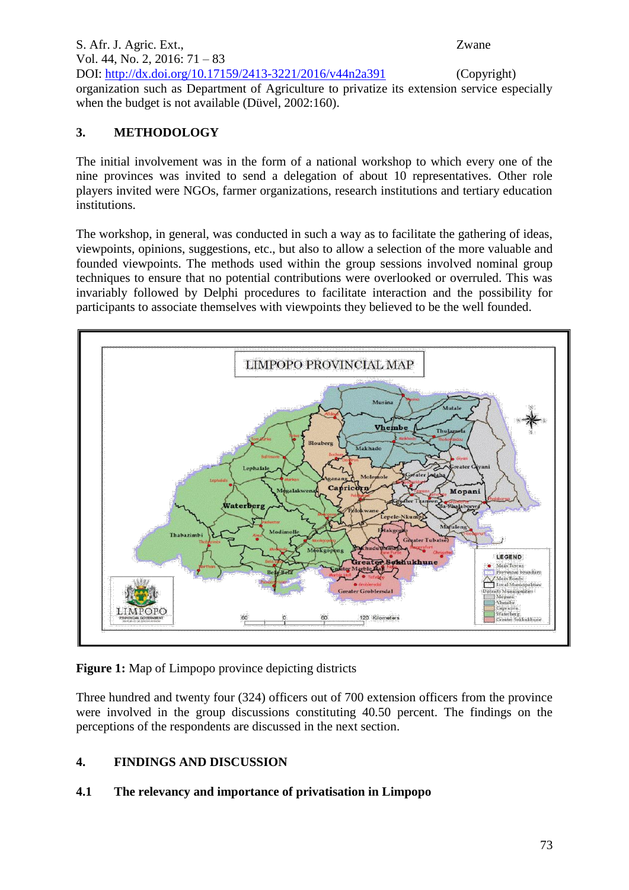organization such as Department of Agriculture to privatize its extension service especially when the budget is not available (Düvel, 2002:160).

## 3. METHODOLOGY

The initial involvement was in the form of a national workshop to which every one of the nine provinces was invited to send a delegation of about 10 representatives. Other role players invited were NGOs, farmer organizations, research institutions and tertiary education institutions.

The workshop, in general, was conducted in such a way as to facilitate the gathering of ideas, viewpoints, opinions, suggestions, etc., but also to allow a selection of the more valuable and founded viewpoints. The methods used within the group sessions involved nominal group techniques to ensure that no potential contributions were overlooked or overruled. This was invariably followed by Delphi procedures to facilitate interaction and the possibility for participants to associate themselves with viewpoints they believed to be the well founded.

**Figure 1:** Map of Limpopo province depicting districts

Three hundred and twenty four (324) officers out of 700 extension officers from the province were involved in the group discussions constituting 40.50 percent. The findings on the perceptions of the respondents are discussed in the next section.

## 4. FINDINGS AND DISCUSSION

### 4.1 The relevancy and importance of privatisation in Limpopo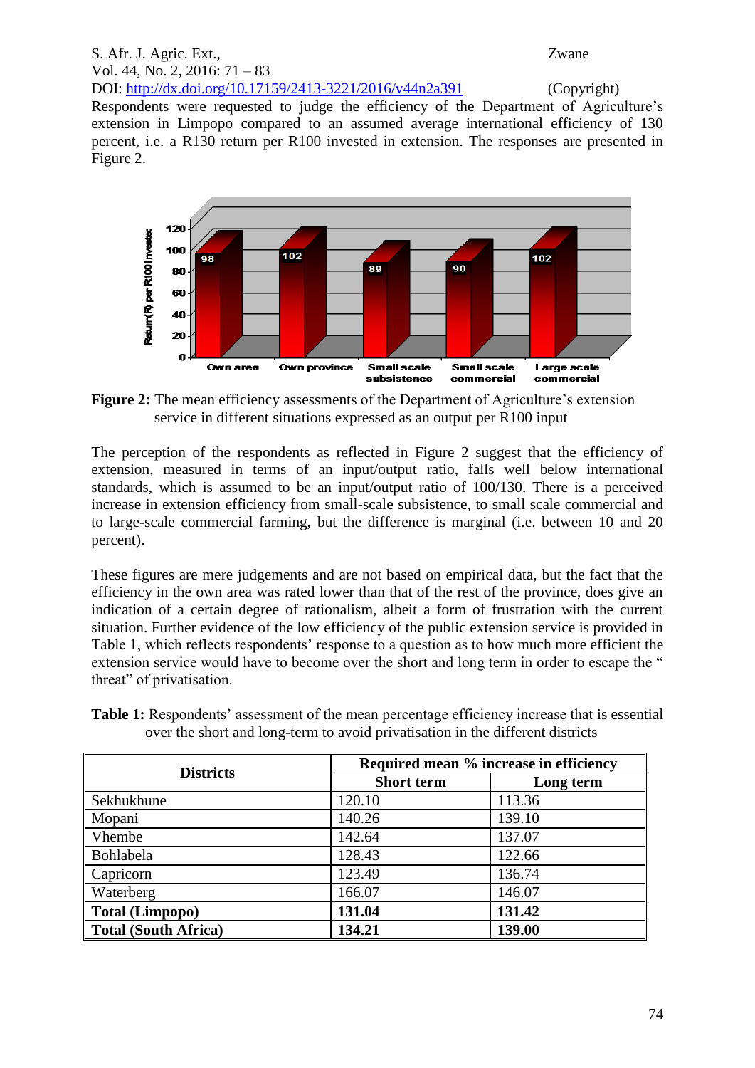Respondents were requested to judge the efficiency of the Department of Agriculture's extension in Limpopo compared to an assumed average international efficiency of 130 percent, i.e. a R130 return per R100 invested in extension. The responses are presented in Figure 2.

**Figure 2:** The mean efficiency assessments of the Department of Agriculture's extension service in different situations expressed as an output per R100 input

The perception of the respondents as reflected in Figure 2 suggest that the efficiency of extension, measured in terms of an input/output ratio, falls well below international standards, which is assumed to be an input/output ratio of 100/130. There is a perceived increase in extension efficiency from small-scale subsistence, to small scale commercial and to large-scale commercial farming, but the difference is marginal (i.e. between 10 and 20 percent).

These figures are mere judgements and are not based on empirical data, but the fact that the efficiency in the own area was rated lower than that of the rest of the province, does give an indication of a certain degree of rationalism, albeit a form of frustration with the current situation. Further evidence of the low efficiency of the public extension service is provided in Table 1, which reflects respondents' response to a question as to how much more efficient the extension service would have to become over the short and long term in order to escape the " threat" of privatisation.

**Table 1:** Respondents' assessment of the mean percentage efficiency increase that is essential over the short and long-term to avoid privatisation in the different districts

| Districts | Required mean % increase in efficiency | |
|---|---|---|
| | Short term | Long term |
| Sekhukhune | 120.10 | 113.36 |
| Mopani | 140.26 | 139.10 |
| Vhembe | 142.64 | 137.07 |
| Bohlabela | 128.43 | 122.66 |
| Capricorn | 123.49 | 136.74 |
| Waterberg | 166.07 | 146.07 |
| **Total (Limpopo)** | **131.04** | **131.42** |
| **Total (South Africa)** | **134.21** | **139.00** |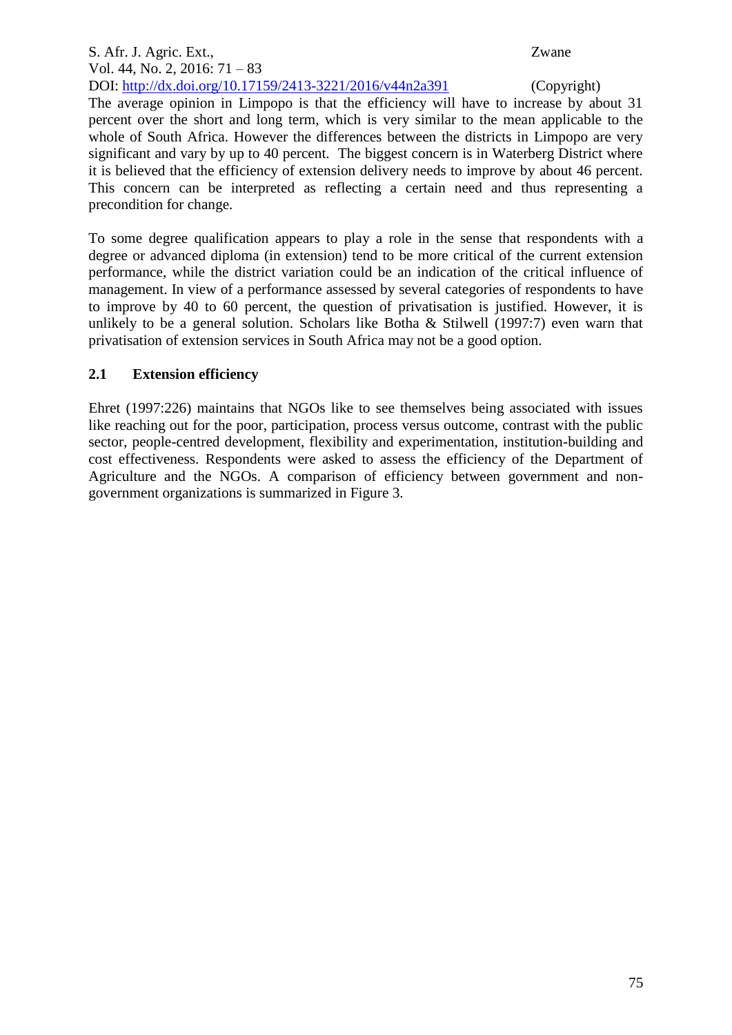The average opinion in Limpopo is that the efficiency will have to increase by about 31 percent over the short and long term, which is very similar to the mean applicable to the whole of South Africa. However the differences between the districts in Limpopo are very significant and vary by up to 40 percent. The biggest concern is in Waterberg District where it is believed that the efficiency of extension delivery needs to improve by about 46 percent. This concern can be interpreted as reflecting a certain need and thus representing a precondition for change.

To some degree qualification appears to play a role in the sense that respondents with a degree or advanced diploma (in extension) tend to be more critical of the current extension performance, while the district variation could be an indication of the critical influence of management. In view of a performance assessed by several categories of respondents to have to improve by 40 to 60 percent, the question of privatisation is justified. However, it is unlikely to be a general solution. Scholars like Botha & Stilwell (1997:7) even warn that privatisation of extension services in South Africa may not be a good option.

### 2.1 Extension efficiency

Ehret (1997:226) maintains that NGOs like to see themselves being associated with issues like reaching out for the poor, participation, process versus outcome, contrast with the public sector, people-centred development, flexibility and experimentation, institution-building and cost effectiveness. Respondents were asked to assess the efficiency of the Department of Agriculture and the NGOs. A comparison of efficiency between government and non-government organizations is summarized in Figure 3.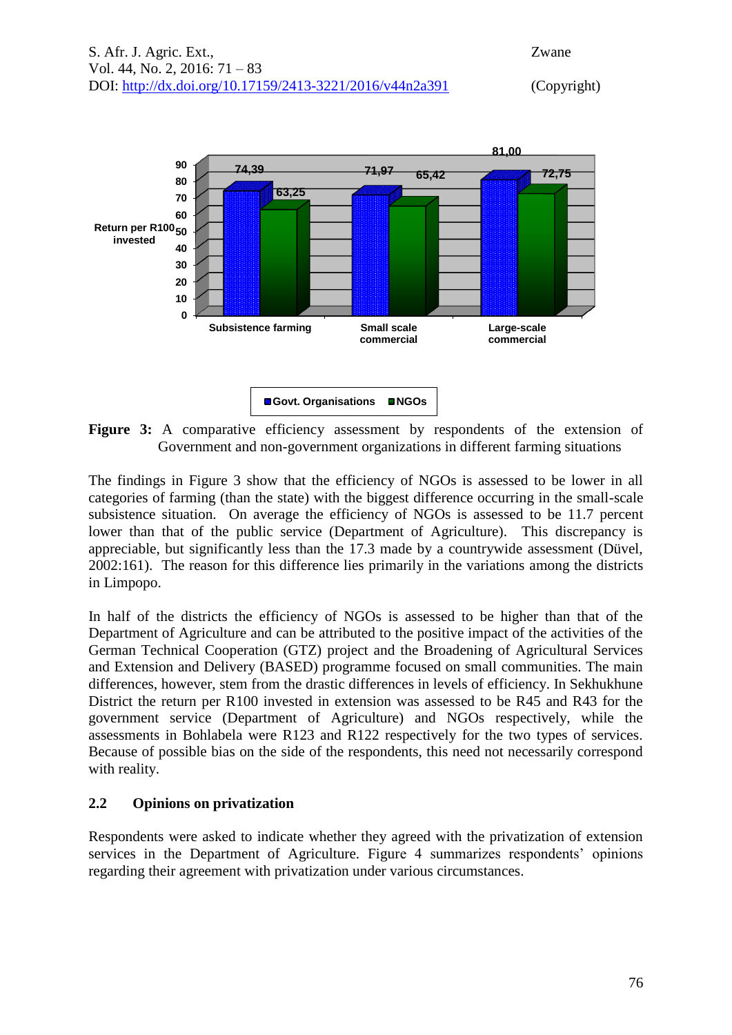**Figure 3:** A comparative efficiency assessment by respondents of the extension of Government and non-government organizations in different farming situations

The findings in Figure 3 show that the efficiency of NGOs is assessed to be lower in all categories of farming (than the state) with the biggest difference occurring in the small-scale subsistence situation. On average the efficiency of NGOs is assessed to be 11.7 percent lower than that of the public service (Department of Agriculture). This discrepancy is appreciable, but significantly less than the 17.3 made by a countrywide assessment (Düvel, 2002:161). The reason for this difference lies primarily in the variations among the districts in Limpopo.

In half of the districts the efficiency of NGOs is assessed to be higher than that of the Department of Agriculture and can be attributed to the positive impact of the activities of the German Technical Cooperation (GTZ) project and the Broadening of Agricultural Services and Extension and Delivery (BASED) programme focused on small communities. The main differences, however, stem from the drastic differences in levels of efficiency. In Sekhukhune District the return per R100 invested in extension was assessed to be R45 and R43 for the government service (Department of Agriculture) and NGOs respectively, while the assessments in Bohlabela were R123 and R122 respectively for the two types of services. Because of possible bias on the side of the respondents, this need not necessarily correspond with reality.

## 2.2 Opinions on privatization

Respondents were asked to indicate whether they agreed with the privatization of extension services in the Department of Agriculture. Figure 4 summarizes respondents' opinions regarding their agreement with privatization under various circumstances.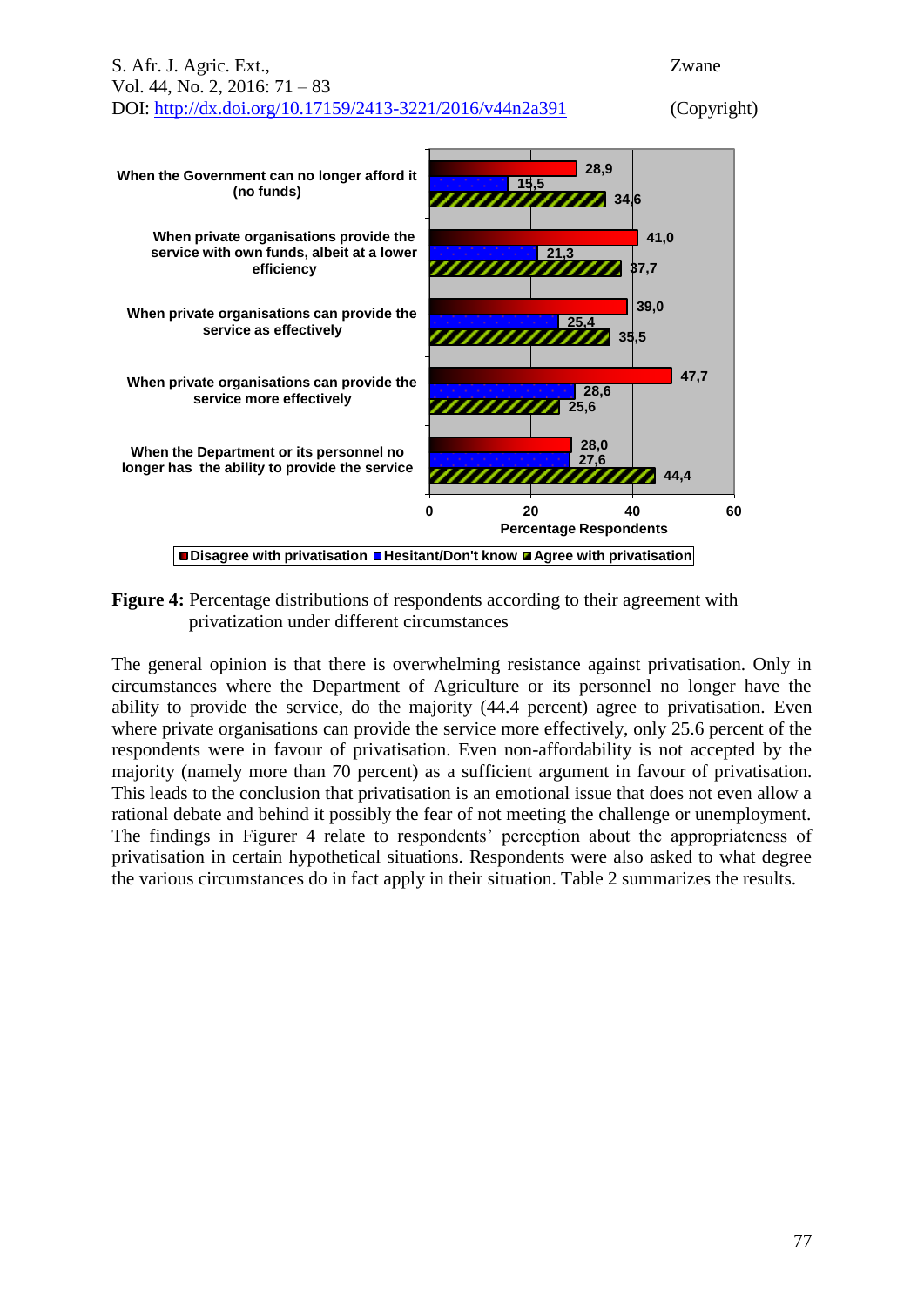**Figure 4:** Percentage distributions of respondents according to their agreement with privatization under different circumstances

The general opinion is that there is overwhelming resistance against privatisation. Only in circumstances where the Department of Agriculture or its personnel no longer have the ability to provide the service, do the majority (44.4 percent) agree to privatisation. Even where private organisations can provide the service more effectively, only 25.6 percent of the respondents were in favour of privatisation. Even non-affordability is not accepted by the majority (namely more than 70 percent) as a sufficient argument in favour of privatisation. This leads to the conclusion that privatisation is an emotional issue that does not even allow a rational debate and behind it possibly the fear of not meeting the challenge or unemployment. The findings in Figurer 4 relate to respondents' perception about the appropriateness of privatisation in certain hypothetical situations. Respondents were also asked to what degree the various circumstances do in fact apply in their situation. Table 2 summarizes the results.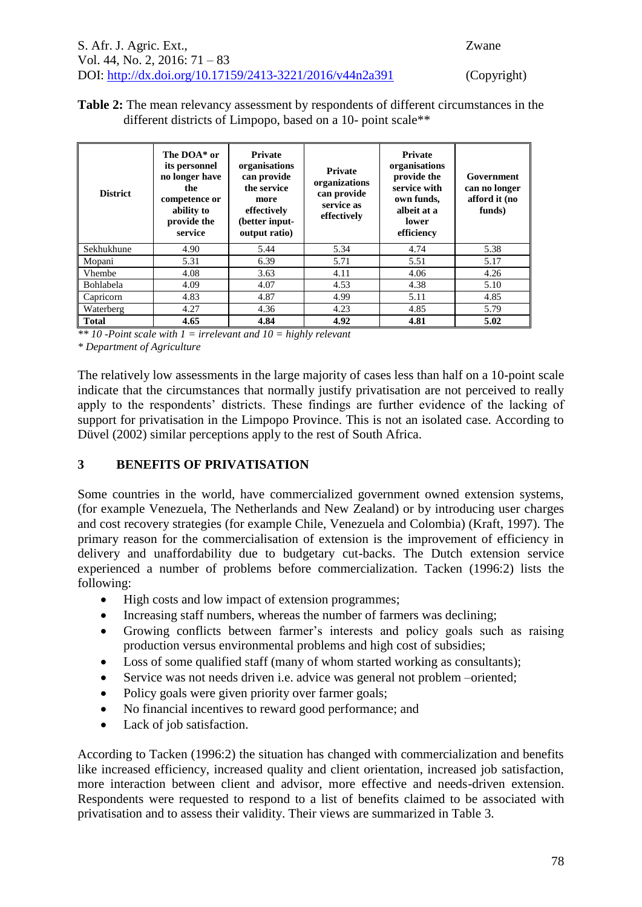**Table 2:** The mean relevancy assessment by respondents of different circumstances in the different districts of Limpopo, based on a 10- point scale**

| District | The DOA* or its personnel no longer have the competence or ability to provide the service | Private organisations can provide the service more effectively (better input-output ratio) | Private organizations can provide service as effectively | Private organisations provide the service with own funds, albeit at a lower efficiency | Government can no longer afford it (no funds) |
|---|---|---|---|---|---|
| Sekhukhune | 4.90 | 5.44 | 5.34 | 4.74 | 5.38 |
| Mopani | 5.31 | 6.39 | 5.71 | 5.51 | 5.17 |
| Vhembe | 4.08 | 3.63 | 4.11 | 4.06 | 4.26 |
| Bohlabela | 4.09 | 4.07 | 4.53 | 4.38 | 5.10 |
| Capricorn | 4.83 | 4.87 | 4.99 | 5.11 | 4.85 |
| Waterberg | 4.27 | 4.36 | 4.23 | 4.85 | 5.79 |
| **Total** | **4.65** | **4.84** | **4.92** | **4.81** | **5.02** |

*** 10 -Point scale with 1 = irrelevant and 10 = highly relevant*
*\* Department of Agriculture*

The relatively low assessments in the large majority of cases less than half on a 10-point scale indicate that the circumstances that normally justify privatisation are not perceived to really apply to the respondents' districts. These findings are further evidence of the lacking of support for privatisation in the Limpopo Province. This is not an isolated case. According to Düvel (2002) similar perceptions apply to the rest of South Africa.

## 3 BENEFITS OF PRIVATISATION

Some countries in the world, have commercialized government owned extension systems, (for example Venezuela, The Netherlands and New Zealand) or by introducing user charges and cost recovery strategies (for example Chile, Venezuela and Colombia) (Kraft, 1997). The primary reason for the commercialisation of extension is the improvement of efficiency in delivery and unaffordability due to budgetary cut-backs. The Dutch extension service experienced a number of problems before commercialization. Tacken (1996:2) lists the following:

- High costs and low impact of extension programmes;
- Increasing staff numbers, whereas the number of farmers was declining;
- Growing conflicts between farmer's interests and policy goals such as raising production versus environmental problems and high cost of subsidies;
- Loss of some qualified staff (many of whom started working as consultants);
- Service was not needs driven i.e. advice was general not problem –oriented;
- Policy goals were given priority over farmer goals;
- No financial incentives to reward good performance; and
- Lack of job satisfaction.

According to Tacken (1996:2) the situation has changed with commercialization and benefits like increased efficiency, increased quality and client orientation, increased job satisfaction, more interaction between client and advisor, more effective and needs-driven extension. Respondents were requested to respond to a list of benefits claimed to be associated with privatisation and to assess their validity. Their views are summarized in Table 3.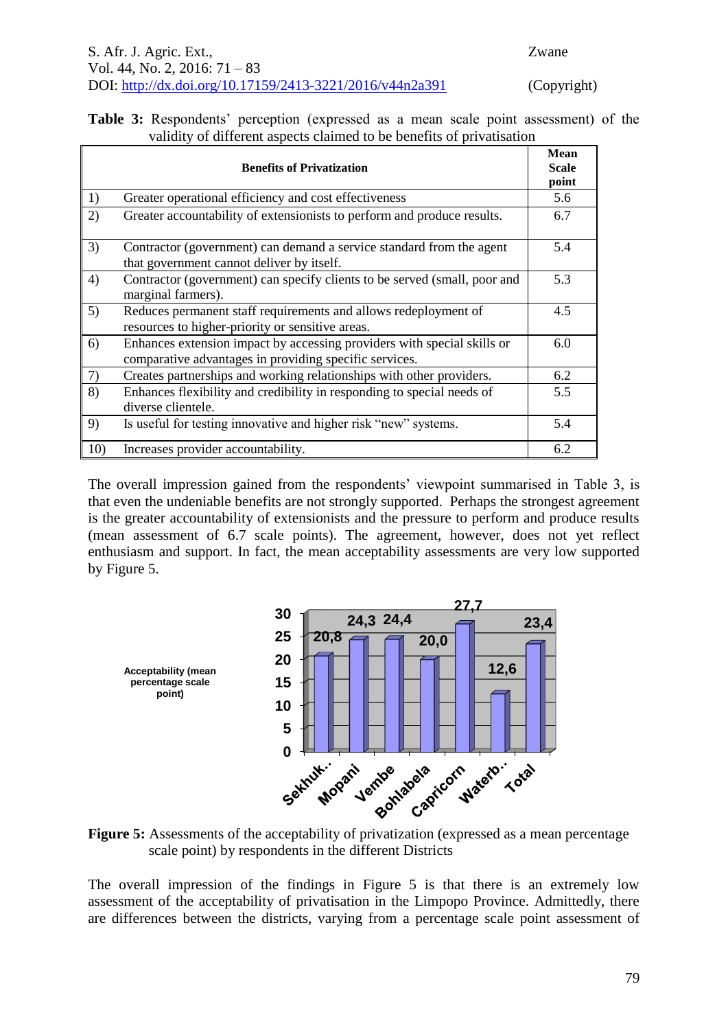**Table 3:** Respondents' perception (expressed as a mean scale point assessment) of the validity of different aspects claimed to be benefits of privatisation

| | Benefits of Privatization | Mean Scale point |
|---|---|---|
| 1) | Greater operational efficiency and cost effectiveness | 5.6 |
| 2) | Greater accountability of extensionists to perform and produce results. | 6.7 |
| 3) | Contractor (government) can demand a service standard from the agent that government cannot deliver by itself. | 5.4 |
| 4) | Contractor (government) can specify clients to be served (small, poor and marginal farmers). | 5.3 |
| 5) | Reduces permanent staff requirements and allows redeployment of resources to higher-priority or sensitive areas. | 4.5 |
| 6) | Enhances extension impact by accessing providers with special skills or comparative advantages in providing specific services. | 6.0 |
| 7) | Creates partnerships and working relationships with other providers. | 6.2 |
| 8) | Enhances flexibility and credibility in responding to special needs of diverse clientele. | 5.5 |
| 9) | Is useful for testing innovative and higher risk "new" systems. | 5.4 |
| 10) | Increases provider accountability. | 6.2 |

The overall impression gained from the respondents' viewpoint summarised in Table 3, is that even the undeniable benefits are not strongly supported. Perhaps the strongest agreement is the greater accountability of extensionists and the pressure to perform and produce results (mean assessment of 6.7 scale points). The agreement, however, does not yet reflect enthusiasm and support. In fact, the mean acceptability assessments are very low supported by Figure 5.

| District | Acceptability (mean percentage scale point) |
|---|---|
| Sekhuk.. | 20,8 |
| Mopani | 24,3 |
| Vembe | 24,4 |
| Bohlabela | 20,0 |
| Capricorn | 27,7 |
| Waterb.. | 12,6 |
| Total | 23,4 |

**Figure 5:** Assessments of the acceptability of privatization (expressed as a mean percentage scale point) by respondents in the different Districts

The overall impression of the findings in Figure 5 is that there is an extremely low assessment of the acceptability of privatisation in the Limpopo Province. Admittedly, there are differences between the districts, varying from a percentage scale point assessment of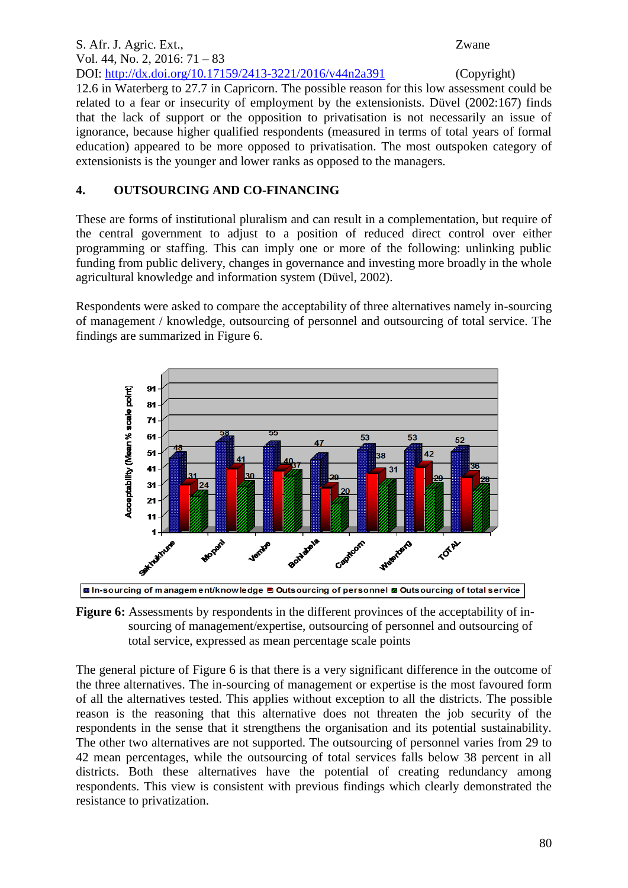12.6 in Waterberg to 27.7 in Capricorn. The possible reason for this low assessment could be related to a fear or insecurity of employment by the extensionists. Düvel (2002:167) finds that the lack of support or the opposition to privatisation is not necessarily an issue of ignorance, because higher qualified respondents (measured in terms of total years of formal education) appeared to be more opposed to privatisation. The most outspoken category of extensionists is the younger and lower ranks as opposed to the managers.

## 4. OUTSOURCING AND CO-FINANCING

These are forms of institutional pluralism and can result in a complementation, but require of the central government to adjust to a position of reduced direct control over either programming or staffing. This can imply one or more of the following: unlinking public funding from public delivery, changes in governance and investing more broadly in the whole agricultural knowledge and information system (Düvel, 2002).

Respondents were asked to compare the acceptability of three alternatives namely in-sourcing of management / knowledge, outsourcing of personnel and outsourcing of total service. The findings are summarized in Figure 6.

**Figure 6:** Assessments by respondents in the different provinces of the acceptability of in-sourcing of management/expertise, outsourcing of personnel and outsourcing of total service, expressed as mean percentage scale points

The general picture of Figure 6 is that there is a very significant difference in the outcome of the three alternatives. The in-sourcing of management or expertise is the most favoured form of all the alternatives tested. This applies without exception to all the districts. The possible reason is the reasoning that this alternative does not threaten the job security of the respondents in the sense that it strengthens the organisation and its potential sustainability. The other two alternatives are not supported. The outsourcing of personnel varies from 29 to 42 mean percentages, while the outsourcing of total services falls below 38 percent in all districts. Both these alternatives have the potential of creating redundancy among respondents. This view is consistent with previous findings which clearly demonstrated the resistance to privatization.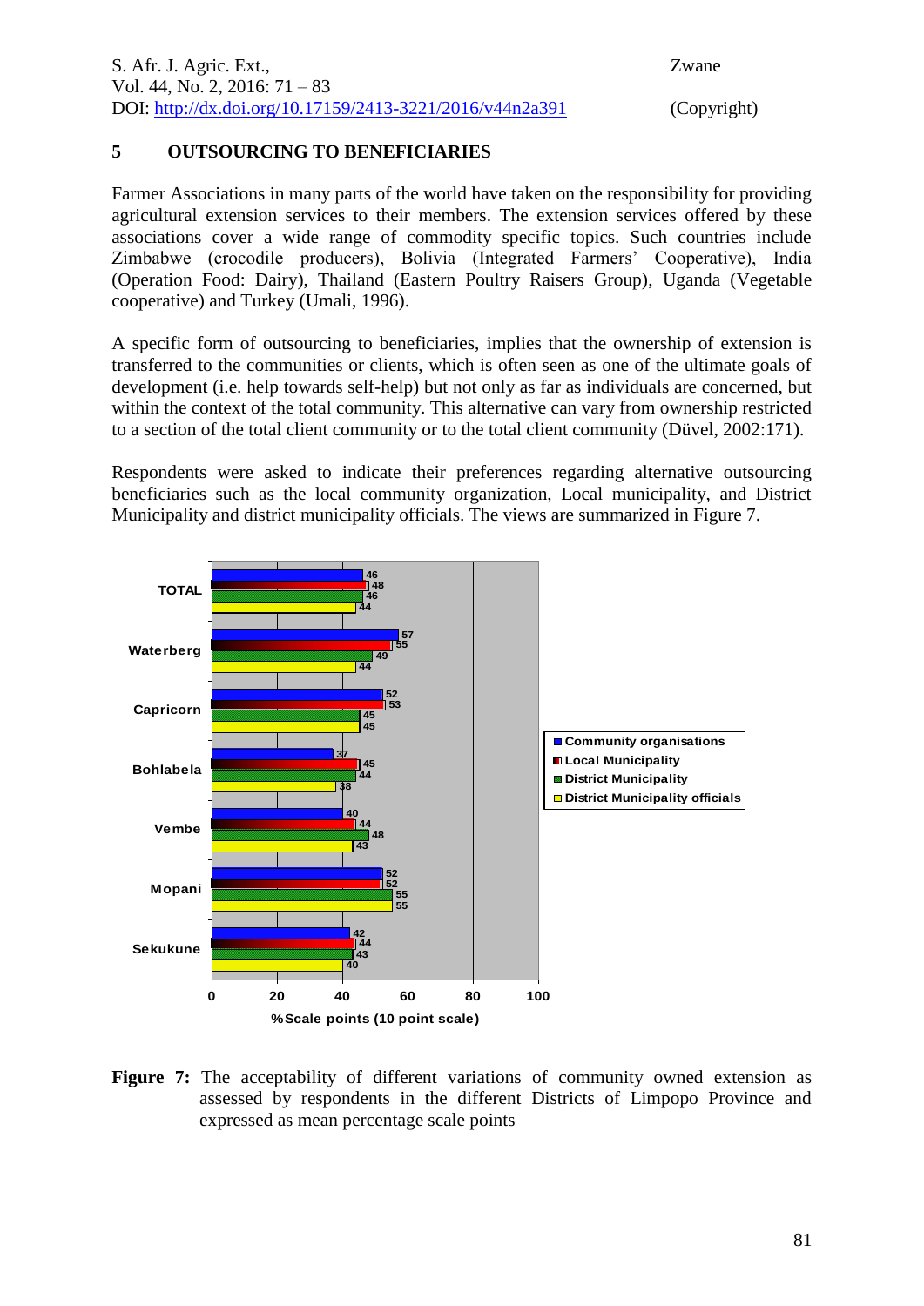## 5 OUTSOURCING TO BENEFICIARIES

Farmer Associations in many parts of the world have taken on the responsibility for providing agricultural extension services to their members. The extension services offered by these associations cover a wide range of commodity specific topics. Such countries include Zimbabwe (crocodile producers), Bolivia (Integrated Farmers' Cooperative), India (Operation Food: Dairy), Thailand (Eastern Poultry Raisers Group), Uganda (Vegetable cooperative) and Turkey (Umali, 1996).

A specific form of outsourcing to beneficiaries, implies that the ownership of extension is transferred to the communities or clients, which is often seen as one of the ultimate goals of development (i.e. help towards self-help) but not only as far as individuals are concerned, but within the context of the total community. This alternative can vary from ownership restricted to a section of the total client community or to the total client community (Düvel, 2002:171).

Respondents were asked to indicate their preferences regarding alternative outsourcing beneficiaries such as the local community organization, Local municipality, and District Municipality and district municipality officials. The views are summarized in Figure 7.

| | Community organisations | Local Municipality | District Municipality | District Municipality officials |
|---|---|---|---|---|
| TOTAL | 46 | 48 | 46 | 44 |
| Waterberg | 57 | 55 | 49 | 44 |
| Capricorn | 52 | 53 | 45 | 45 |
| Bohlabela | 37 | 45 | 44 | 38 |
| Vembe | 40 | 44 | 48 | 43 |
| Mopani | 52 | 52 | 55 | 55 |
| Sekukune | 42 | 44 | 43 | 40 |

%Scale points (10 point scale)

**Figure 7:** The acceptability of different variations of community owned extension as assessed by respondents in the different Districts of Limpopo Province and expressed as mean percentage scale points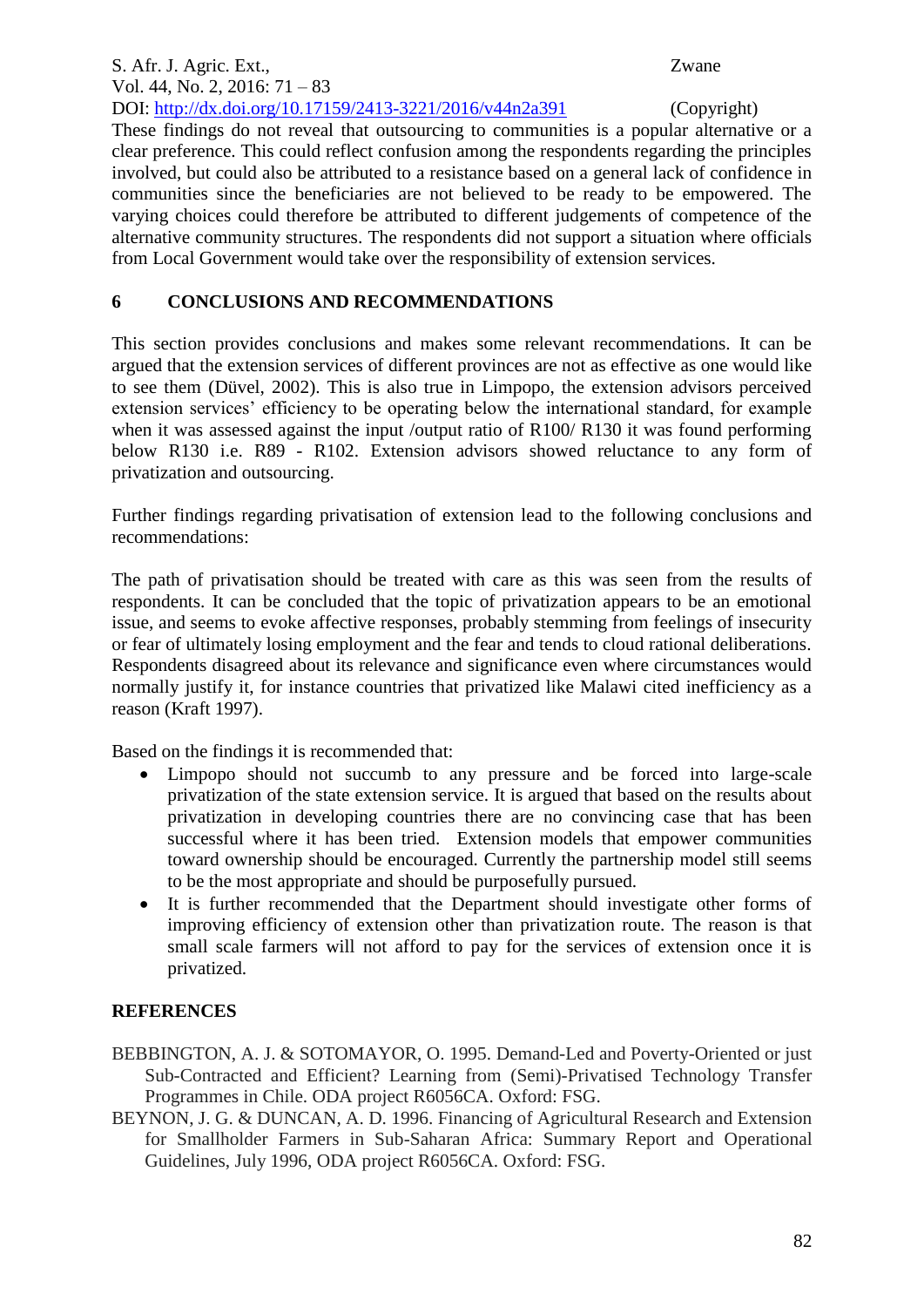These findings do not reveal that outsourcing to communities is a popular alternative or a clear preference. This could reflect confusion among the respondents regarding the principles involved, but could also be attributed to a resistance based on a general lack of confidence in communities since the beneficiaries are not believed to be ready to be empowered. The varying choices could therefore be attributed to different judgements of competence of the alternative community structures. The respondents did not support a situation where officials from Local Government would take over the responsibility of extension services.

## 6 CONCLUSIONS AND RECOMMENDATIONS

This section provides conclusions and makes some relevant recommendations. It can be argued that the extension services of different provinces are not as effective as one would like to see them (Düvel, 2002). This is also true in Limpopo, the extension advisors perceived extension services' efficiency to be operating below the international standard, for example when it was assessed against the input /output ratio of R100/ R130 it was found performing below R130 i.e. R89 - R102. Extension advisors showed reluctance to any form of privatization and outsourcing.

Further findings regarding privatisation of extension lead to the following conclusions and recommendations:

The path of privatisation should be treated with care as this was seen from the results of respondents. It can be concluded that the topic of privatization appears to be an emotional issue, and seems to evoke affective responses, probably stemming from feelings of insecurity or fear of ultimately losing employment and the fear and tends to cloud rational deliberations. Respondents disagreed about its relevance and significance even where circumstances would normally justify it, for instance countries that privatized like Malawi cited inefficiency as a reason (Kraft 1997).

Based on the findings it is recommended that:

- Limpopo should not succumb to any pressure and be forced into large-scale privatization of the state extension service. It is argued that based on the results about privatization in developing countries there are no convincing case that has been successful where it has been tried. Extension models that empower communities toward ownership should be encouraged. Currently the partnership model still seems to be the most appropriate and should be purposefully pursued.
- It is further recommended that the Department should investigate other forms of improving efficiency of extension other than privatization route. The reason is that small scale farmers will not afford to pay for the services of extension once it is privatized.

## REFERENCES

BEBBINGTON, A. J. & SOTOMAYOR, O. 1995. Demand-Led and Poverty-Oriented or just Sub-Contracted and Efficient? Learning from (Semi)-Privatised Technology Transfer Programmes in Chile. ODA project R6056CA. Oxford: FSG.

BEYNON, J. G. & DUNCAN, A. D. 1996. Financing of Agricultural Research and Extension for Smallholder Farmers in Sub-Saharan Africa: Summary Report and Operational Guidelines, July 1996, ODA project R6056CA. Oxford: FSG.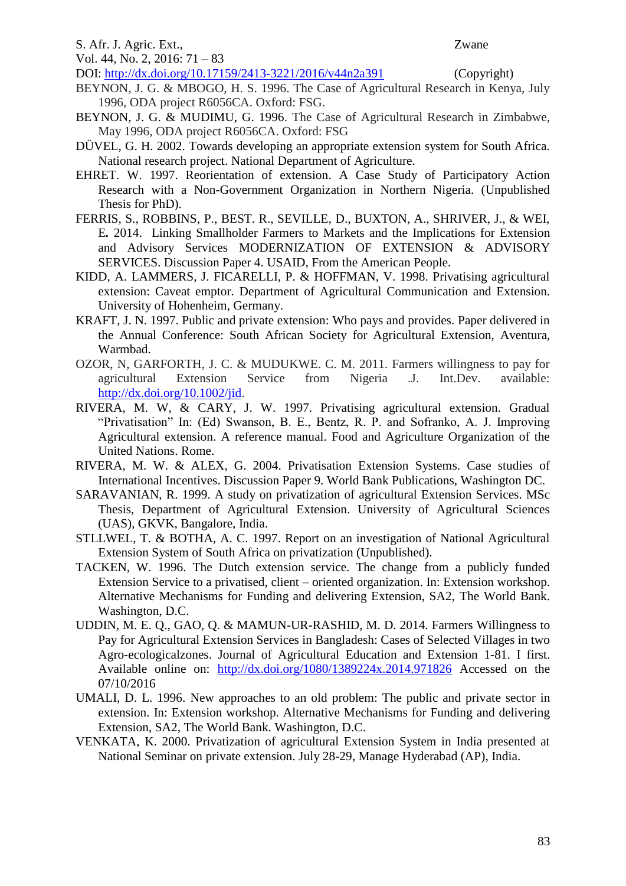BEYNON, J. G. & MBOGO, H. S. 1996. The Case of Agricultural Research in Kenya, July 1996, ODA project R6056CA. Oxford: FSG.

BEYNON, J. G. & MUDIMU, G. 1996. The Case of Agricultural Research in Zimbabwe, May 1996, ODA project R6056CA. Oxford: FSG

DÜVEL, G. H. 2002. Towards developing an appropriate extension system for South Africa. National research project. National Department of Agriculture.

EHRET. W. 1997. Reorientation of extension. A Case Study of Participatory Action Research with a Non-Government Organization in Northern Nigeria. (Unpublished Thesis for PhD).

FERRIS, S., ROBBINS, P., BEST. R., SEVILLE, D., BUXTON, A., SHRIVER, J., & WEI, E**.** 2014. Linking Smallholder Farmers to Markets and the Implications for Extension and Advisory Services MODERNIZATION OF EXTENSION & ADVISORY SERVICES. Discussion Paper 4. USAID, From the American People.

KIDD, A. LAMMERS, J. FICARELLI, P. & HOFFMAN, V. 1998. Privatising agricultural extension: Caveat emptor. Department of Agricultural Communication and Extension. University of Hohenheim, Germany.

KRAFT, J. N. 1997. Public and private extension: Who pays and provides. Paper delivered in the Annual Conference: South African Society for Agricultural Extension, Aventura, Warmbad.

OZOR, N, GARFORTH, J. C. & MUDUKWE. C. M. 2011. Farmers willingness to pay for agricultural Extension Service from Nigeria .J. Int.Dev. available: http://dx.doi.org/10.1002/jid.

RIVERA, M. W, & CARY, J. W. 1997. Privatising agricultural extension. Gradual "Privatisation" In: (Ed) Swanson, B. E., Bentz, R. P. and Sofranko, A. J. Improving Agricultural extension. A reference manual. Food and Agriculture Organization of the United Nations. Rome.

RIVERA, M. W. & ALEX, G. 2004. Privatisation Extension Systems. Case studies of International Incentives. Discussion Paper 9. World Bank Publications, Washington DC.

SARAVANIAN, R. 1999. A study on privatization of agricultural Extension Services. MSc Thesis, Department of Agricultural Extension. University of Agricultural Sciences (UAS), GKVK, Bangalore, India.

STLLWEL, T. & BOTHA, A. C. 1997. Report on an investigation of National Agricultural Extension System of South Africa on privatization (Unpublished).

TACKEN, W. 1996. The Dutch extension service. The change from a publicly funded Extension Service to a privatised, client – oriented organization. In: Extension workshop. Alternative Mechanisms for Funding and delivering Extension, SA2, The World Bank. Washington, D.C.

UDDIN, M. E. Q., GAO, Q. & MAMUN-UR-RASHID, M. D. 2014. Farmers Willingness to Pay for Agricultural Extension Services in Bangladesh: Cases of Selected Villages in two Agro-ecologicalzones. Journal of Agricultural Education and Extension 1-81. I first. Available online on: http://dx.doi.org/1080/1389224x.2014.971826 Accessed on the 07/10/2016

UMALI, D. L. 1996. New approaches to an old problem: The public and private sector in extension. In: Extension workshop. Alternative Mechanisms for Funding and delivering Extension, SA2, The World Bank. Washington, D.C.

VENKATA, K. 2000. Privatization of agricultural Extension System in India presented at National Seminar on private extension. July 28-29, Manage Hyderabad (AP), India.